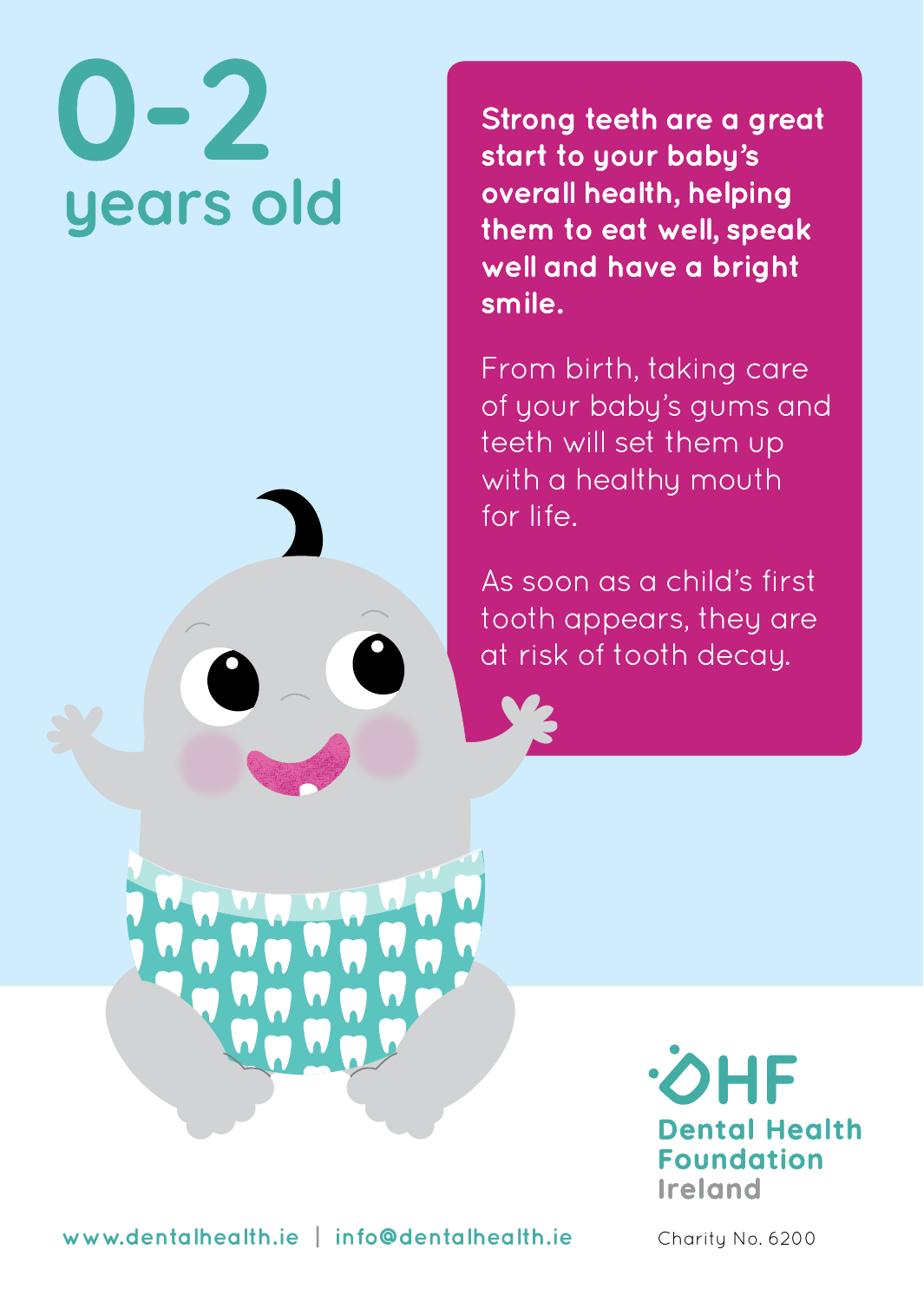# 0-2 years old

**Strong teeth are a great start to your baby's overall health, helping them to eat well, speak well and have a bright smile.**

From birth, taking care of your baby's gums and teeth will set them up with a healthy mouth for life.

As soon as a child's first tooth appears, they are at risk of tooth decay.

DHF Dental Health Foundation Ireland

www.dentalhealth.ie | info@dentalhealth.ie

Charity No. 6200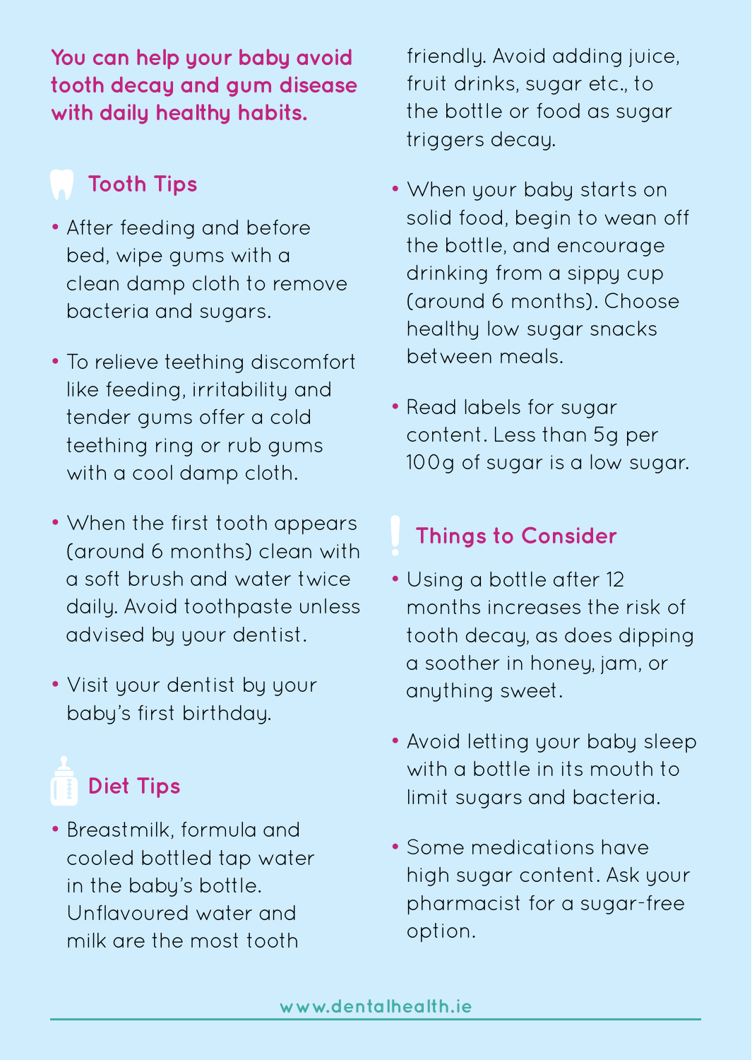**You can help your baby avoid tooth decay and gum disease with daily healthy habits.**

## Tooth Tips

- After feeding and before bed, wipe gums with a clean damp cloth to remove bacteria and sugars.
- To relieve teething discomfort like feeding, irritability and tender gums offer a cold teething ring or rub gums with a cool damp cloth.
- When the first tooth appears (around 6 months) clean with a soft brush and water twice daily. Avoid toothpaste unless advised by your dentist.
- Visit your dentist by your baby's first birthday.

## Diet Tips

- Breastmilk, formula and cooled bottled tap water in the baby's bottle. Unflavoured water and milk are the most tooth friendly. Avoid adding juice, fruit drinks, sugar etc., to the bottle or food as sugar triggers decay.
- When your baby starts on solid food, begin to wean off the bottle, and encourage drinking from a sippy cup (around 6 months). Choose healthy low sugar snacks between meals.
- Read labels for sugar content. Less than 5g per 100g of sugar is a low sugar.

## Things to Consider

- Using a bottle after 12 months increases the risk of tooth decay, as does dipping a soother in honey, jam, or anything sweet.
- Avoid letting your baby sleep with a bottle in its mouth to limit sugars and bacteria.
- Some medications have high sugar content. Ask your pharmacist for a sugar-free option.

www.dentalhealth.ie